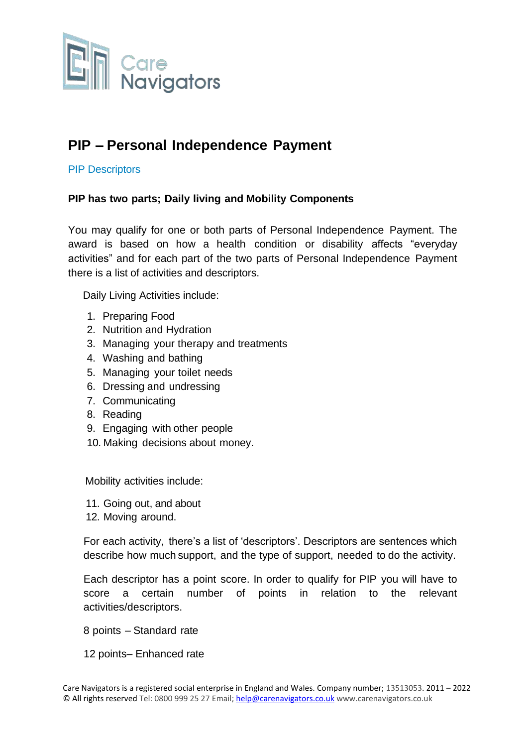Care Navigators

# PIP – Personal Independence Payment

PIP Descriptors

**PIP has two parts; Daily living and Mobility Components**

You may qualify for one or both parts of Personal Independence Payment. The award is based on how a health condition or disability affects "everyday activities" and for each part of the two parts of Personal Independence Payment there is a list of activities and descriptors.

Daily Living Activities include:

1. Preparing Food
2. Nutrition and Hydration
3. Managing your therapy and treatments
4. Washing and bathing
5. Managing your toilet needs
6. Dressing and undressing
7. Communicating
8. Reading
9. Engaging with other people
10. Making decisions about money.

Mobility activities include:

11. Going out, and about
12. Moving around.

For each activity, there's a list of 'descriptors'. Descriptors are sentences which describe how much support, and the type of support, needed to do the activity.

Each descriptor has a point score. In order to qualify for PIP you will have to score a certain number of points in relation to the relevant activities/descriptors.

8 points – Standard rate

12 points– Enhanced rate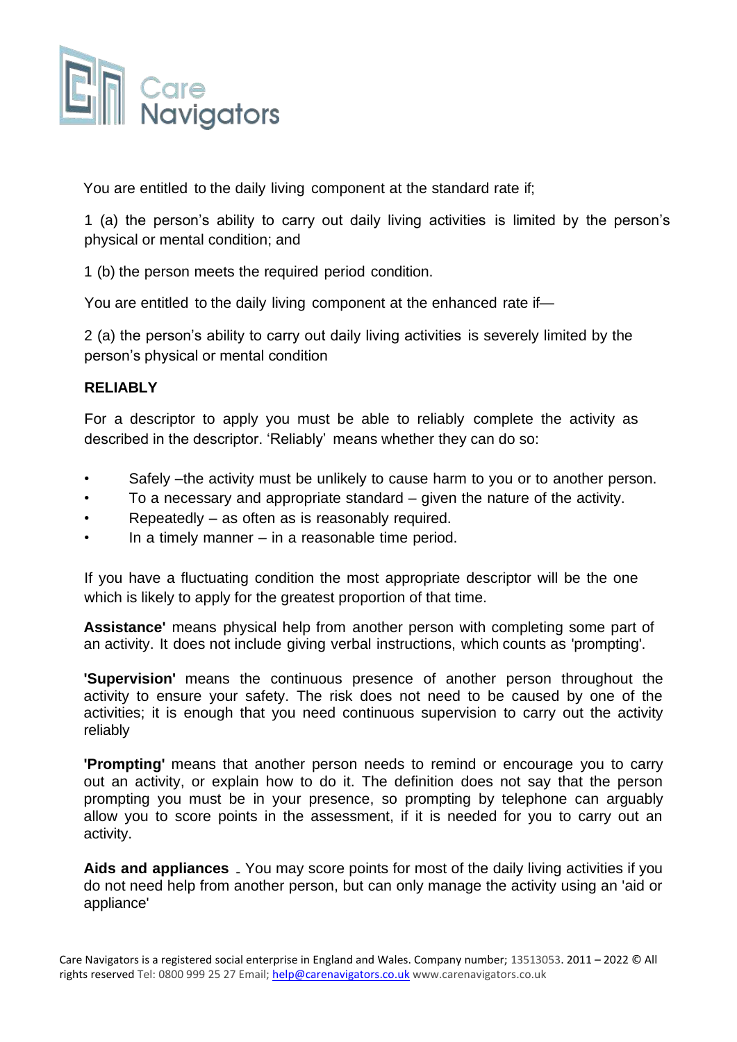You are entitled to the daily living component at the standard rate if;

1 (a) the person's ability to carry out daily living activities is limited by the person's physical or mental condition; and

1 (b) the person meets the required period condition.

You are entitled to the daily living component at the enhanced rate if—

2 (a) the person's ability to carry out daily living activities is severely limited by the person's physical or mental condition

**RELIABLY**

For a descriptor to apply you must be able to reliably complete the activity as described in the descriptor. 'Reliably' means whether they can do so:

- Safely –the activity must be unlikely to cause harm to you or to another person.
- To a necessary and appropriate standard – given the nature of the activity.
- Repeatedly – as often as is reasonably required.
- In a timely manner – in a reasonable time period.

If you have a fluctuating condition the most appropriate descriptor will be the one which is likely to apply for the greatest proportion of that time.

**Assistance'** means physical help from another person with completing some part of an activity. It does not include giving verbal instructions, which counts as 'prompting'.

**'Supervision'** means the continuous presence of another person throughout the activity to ensure your safety. The risk does not need to be caused by one of the activities; it is enough that you need continuous supervision to carry out the activity reliably

**'Prompting'** means that another person needs to remind or encourage you to carry out an activity, or explain how to do it. The definition does not say that the person prompting you must be in your presence, so prompting by telephone can arguably allow you to score points in the assessment, if it is needed for you to carry out an activity.

**Aids and appliances** - You may score points for most of the daily living activities if you do not need help from another person, but can only manage the activity using an 'aid or appliance'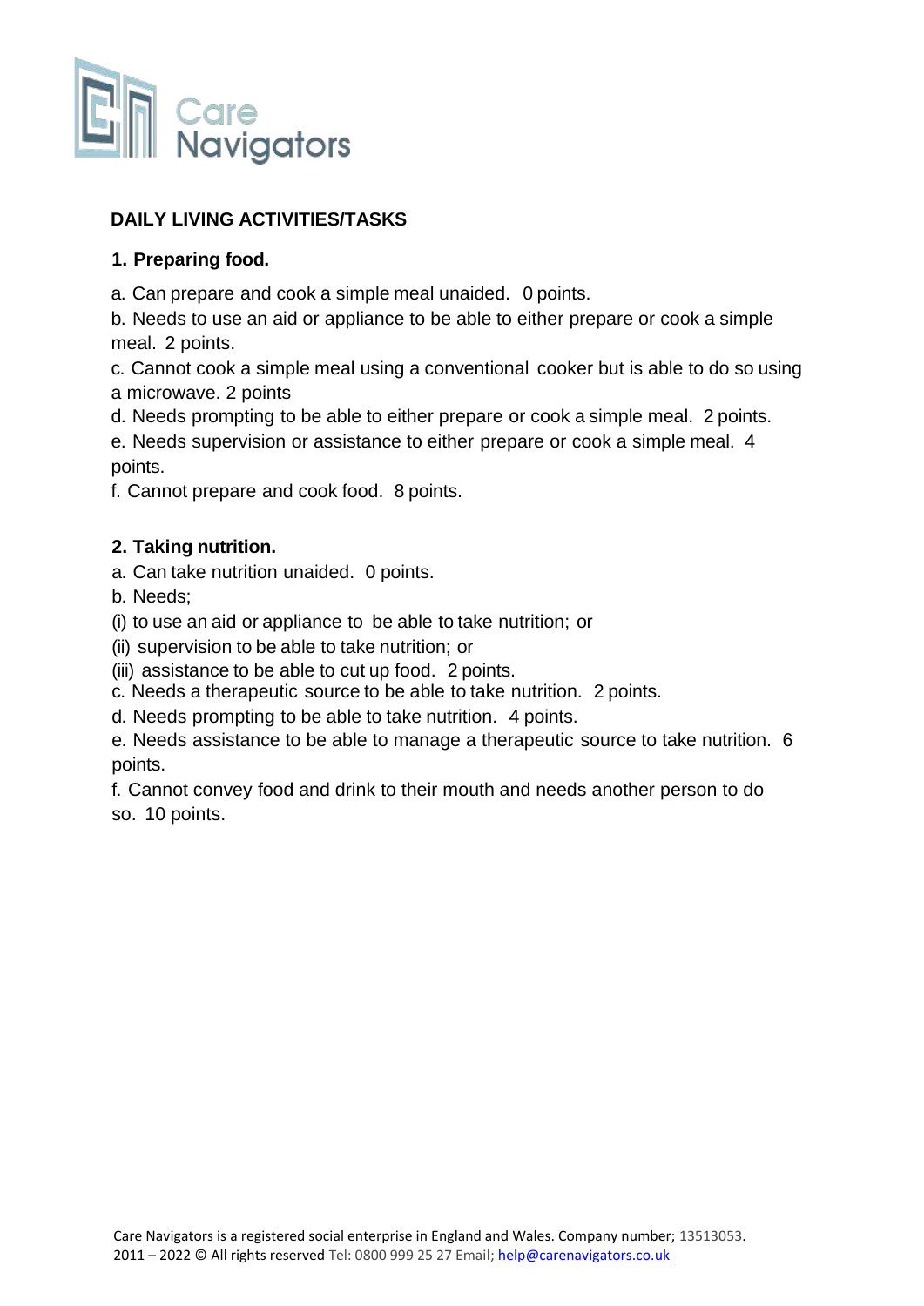Care Navigators

## DAILY LIVING ACTIVITIES/TASKS

### 1. Preparing food.

a. Can prepare and cook a simple meal unaided. 0 points.

b. Needs to use an aid or appliance to be able to either prepare or cook a simple meal. 2 points.

c. Cannot cook a simple meal using a conventional cooker but is able to do so using a microwave. 2 points

d. Needs prompting to be able to either prepare or cook a simple meal. 2 points.

e. Needs supervision or assistance to either prepare or cook a simple meal. 4 points.

f. Cannot prepare and cook food. 8 points.

### 2. Taking nutrition.

a. Can take nutrition unaided. 0 points.

b. Needs;

(i) to use an aid or appliance to be able to take nutrition; or

(ii) supervision to be able to take nutrition; or

(iii) assistance to be able to cut up food. 2 points.

c. Needs a therapeutic source to be able to take nutrition. 2 points.

d. Needs prompting to be able to take nutrition. 4 points.

e. Needs assistance to be able to manage a therapeutic source to take nutrition. 6 points.

f. Cannot convey food and drink to their mouth and needs another person to do so. 10 points.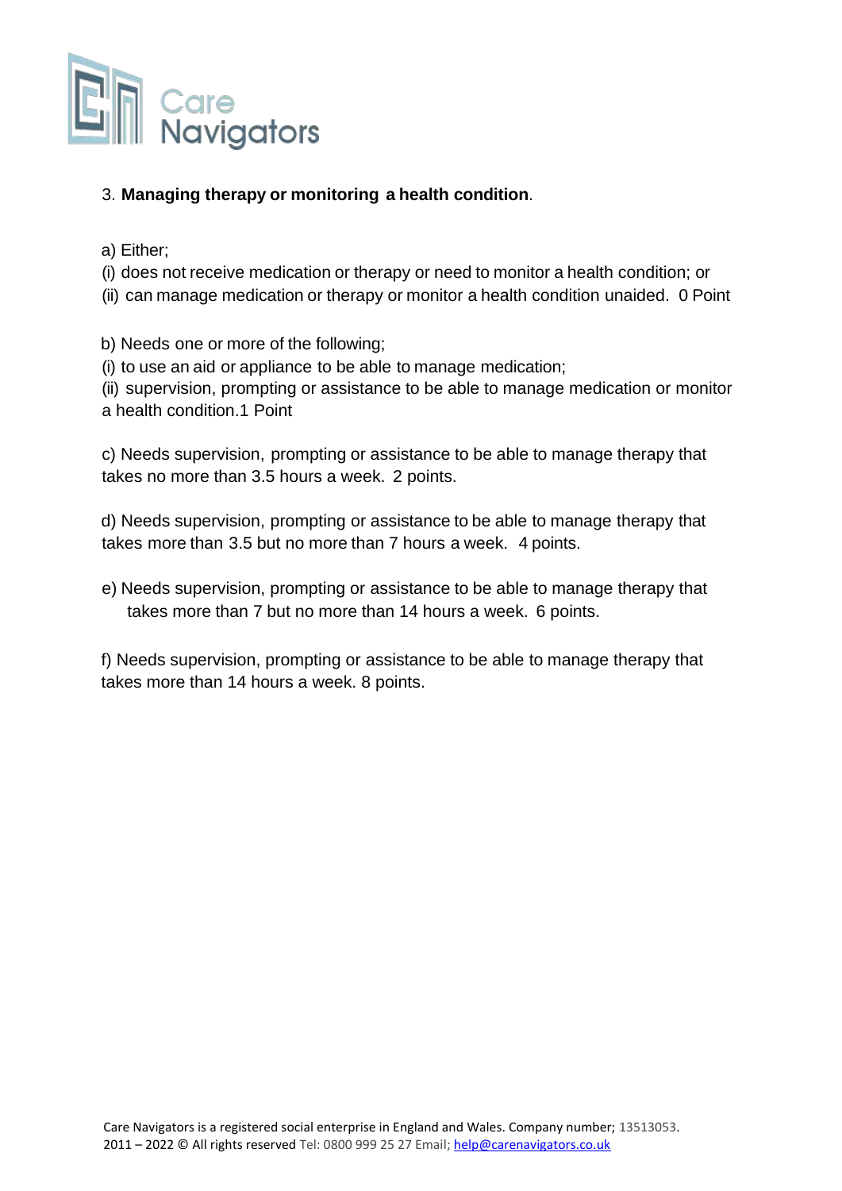3. **Managing therapy or monitoring a health condition**.

a) Either;
(i) does not receive medication or therapy or need to monitor a health condition; or
(ii) can manage medication or therapy or monitor a health condition unaided. 0 Point

b) Needs one or more of the following;
(i) to use an aid or appliance to be able to manage medication;
(ii) supervision, prompting or assistance to be able to manage medication or monitor a health condition.1 Point

c) Needs supervision, prompting or assistance to be able to manage therapy that takes no more than 3.5 hours a week. 2 points.

d) Needs supervision, prompting or assistance to be able to manage therapy that takes more than 3.5 but no more than 7 hours a week. 4 points.

e) Needs supervision, prompting or assistance to be able to manage therapy that takes more than 7 but no more than 14 hours a week. 6 points.

f) Needs supervision, prompting or assistance to be able to manage therapy that takes more than 14 hours a week. 8 points.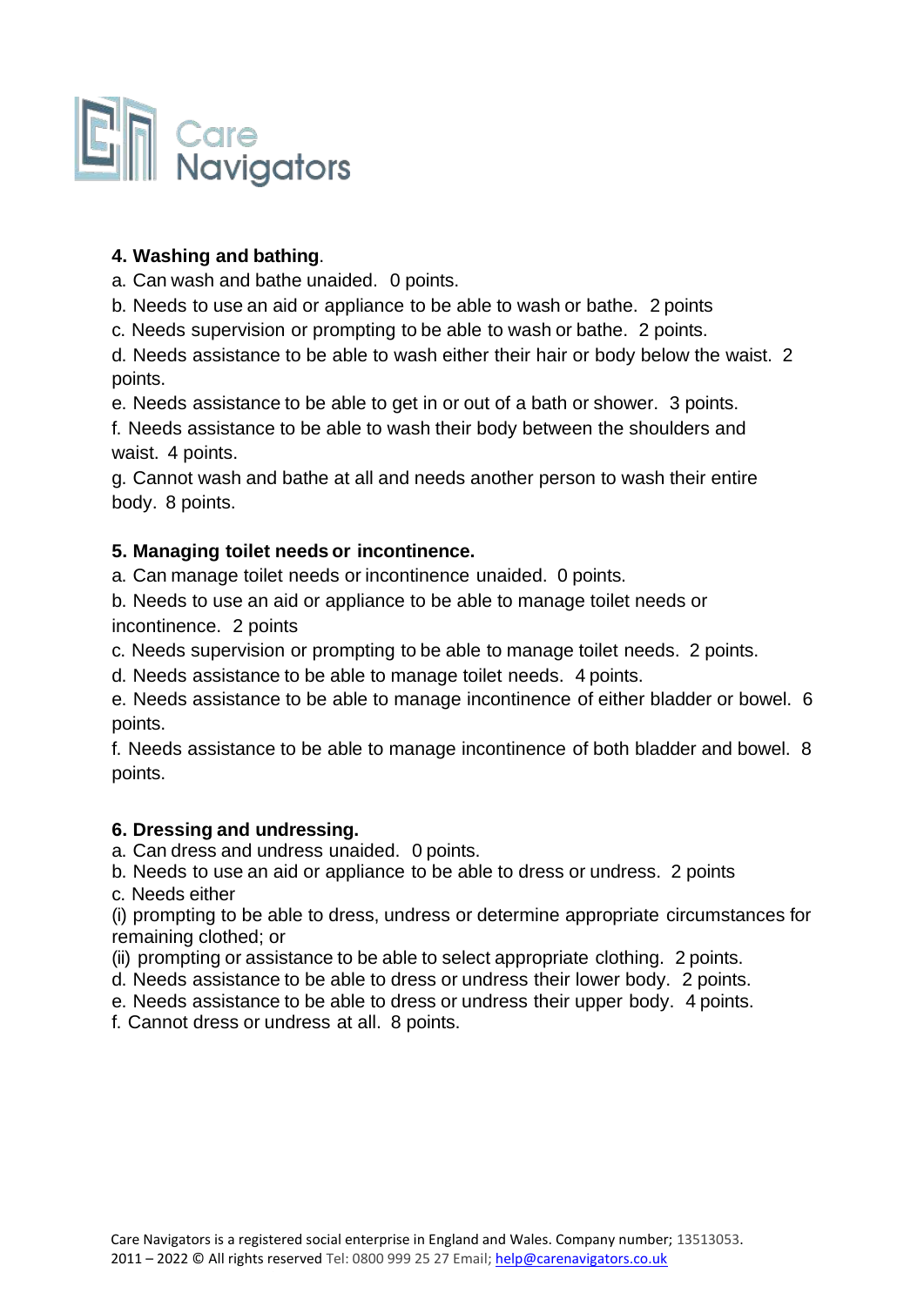**4. Washing and bathing**.

a. Can wash and bathe unaided. 0 points.

b. Needs to use an aid or appliance to be able to wash or bathe. 2 points

c. Needs supervision or prompting to be able to wash or bathe. 2 points.

d. Needs assistance to be able to wash either their hair or body below the waist. 2 points.

e. Needs assistance to be able to get in or out of a bath or shower. 3 points.

f. Needs assistance to be able to wash their body between the shoulders and waist. 4 points.

g. Cannot wash and bathe at all and needs another person to wash their entire body. 8 points.

**5. Managing toilet needs or incontinence.**

a. Can manage toilet needs or incontinence unaided. 0 points.

b. Needs to use an aid or appliance to be able to manage toilet needs or incontinence. 2 points

c. Needs supervision or prompting to be able to manage toilet needs. 2 points.

d. Needs assistance to be able to manage toilet needs. 4 points.

e. Needs assistance to be able to manage incontinence of either bladder or bowel. 6 points.

f. Needs assistance to be able to manage incontinence of both bladder and bowel. 8 points.

**6. Dressing and undressing.**

a. Can dress and undress unaided. 0 points.

b. Needs to use an aid or appliance to be able to dress or undress. 2 points

c. Needs either

(i) prompting to be able to dress, undress or determine appropriate circumstances for remaining clothed; or

(ii) prompting or assistance to be able to select appropriate clothing. 2 points.

d. Needs assistance to be able to dress or undress their lower body. 2 points.

e. Needs assistance to be able to dress or undress their upper body. 4 points.

f. Cannot dress or undress at all. 8 points.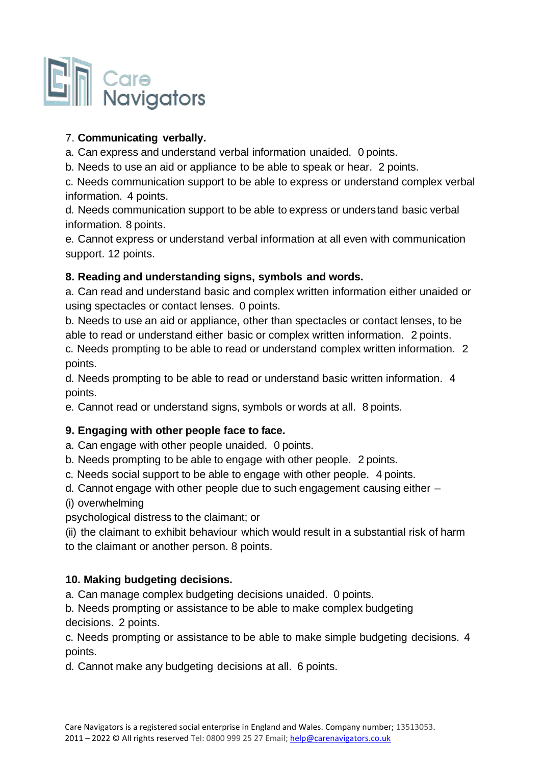7. **Communicating verbally.**

a. Can express and understand verbal information unaided. 0 points.

b. Needs to use an aid or appliance to be able to speak or hear. 2 points.

c. Needs communication support to be able to express or understand complex verbal information. 4 points.

d. Needs communication support to be able to express or understand basic verbal information. 8 points.

e. Cannot express or understand verbal information at all even with communication support. 12 points.

**8. Reading and understanding signs, symbols and words.**

a. Can read and understand basic and complex written information either unaided or using spectacles or contact lenses. 0 points.

b. Needs to use an aid or appliance, other than spectacles or contact lenses, to be able to read or understand either basic or complex written information. 2 points.

c. Needs prompting to be able to read or understand complex written information. 2 points.

d. Needs prompting to be able to read or understand basic written information. 4 points.

e. Cannot read or understand signs, symbols or words at all. 8 points.

**9. Engaging with other people face to face.**

a. Can engage with other people unaided. 0 points.

b. Needs prompting to be able to engage with other people. 2 points.

c. Needs social support to be able to engage with other people. 4 points.

d. Cannot engage with other people due to such engagement causing either –

(i) overwhelming

psychological distress to the claimant; or

(ii) the claimant to exhibit behaviour which would result in a substantial risk of harm to the claimant or another person. 8 points.

**10. Making budgeting decisions.**

a. Can manage complex budgeting decisions unaided. 0 points.

b. Needs prompting or assistance to be able to make complex budgeting decisions. 2 points.

c. Needs prompting or assistance to be able to make simple budgeting decisions. 4 points.

d. Cannot make any budgeting decisions at all. 6 points.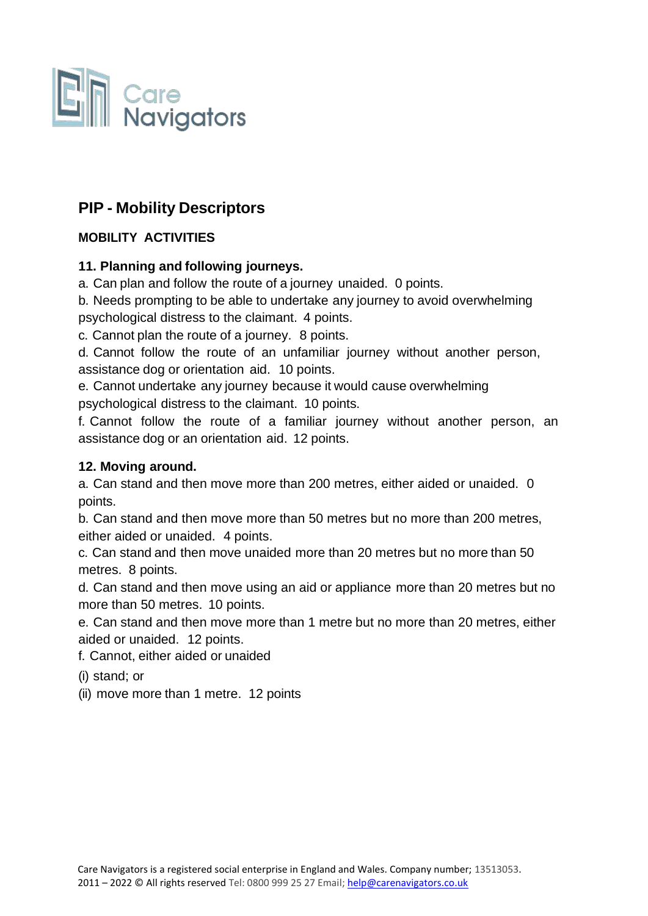## PIP - Mobility Descriptors

**MOBILITY ACTIVITIES**

**11. Planning and following journeys.**

a. Can plan and follow the route of a journey unaided. 0 points.

b. Needs prompting to be able to undertake any journey to avoid overwhelming psychological distress to the claimant. 4 points.

c. Cannot plan the route of a journey. 8 points.

d. Cannot follow the route of an unfamiliar journey without another person, assistance dog or orientation aid. 10 points.

e. Cannot undertake any journey because it would cause overwhelming psychological distress to the claimant. 10 points.

f. Cannot follow the route of a familiar journey without another person, an assistance dog or an orientation aid. 12 points.

**12. Moving around.**

a. Can stand and then move more than 200 metres, either aided or unaided. 0 points.

b. Can stand and then move more than 50 metres but no more than 200 metres, either aided or unaided. 4 points.

c. Can stand and then move unaided more than 20 metres but no more than 50 metres. 8 points.

d. Can stand and then move using an aid or appliance more than 20 metres but no more than 50 metres. 10 points.

e. Can stand and then move more than 1 metre but no more than 20 metres, either aided or unaided. 12 points.

f. Cannot, either aided or unaided

(i) stand; or

(ii) move more than 1 metre. 12 points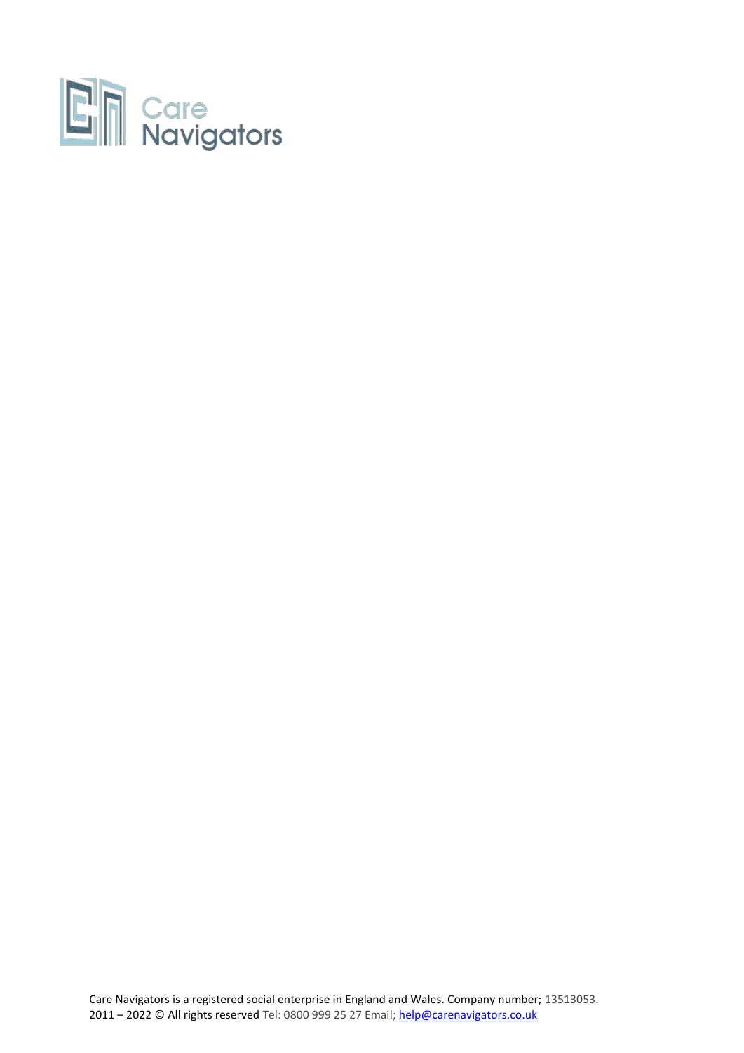Care Navigators

Care Navigators is a registered social enterprise in England and Wales. Company number; 13513053.
2011 – 2022 © All rights reserved Tel: 0800 999 25 27 Email; help@carenavigators.co.uk